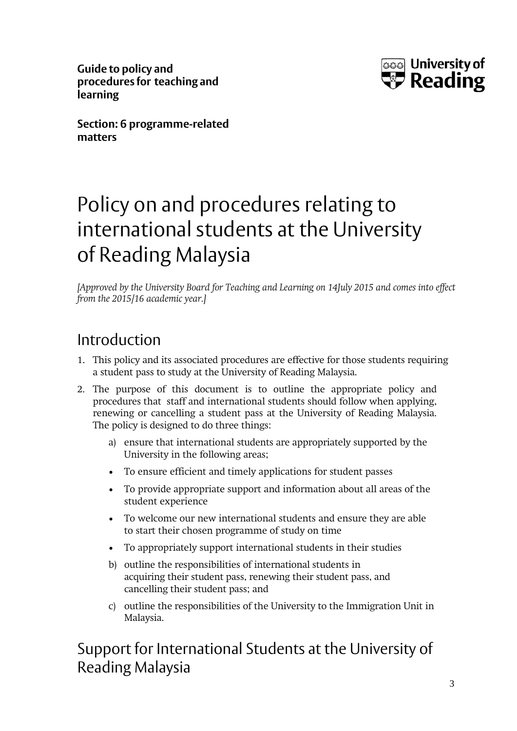**Guide to policy and procedures for teaching and learning**

**Section: 6 programme-related matters**

# Policy on and procedures relating to international students at the University of Reading Malaysia

*[Approved by the University Board for Teaching and Learning on 14July 2015 and comes into effect from the 2015/16 academic year.]*

## Introduction

1. This policy and its associated procedures are effective for those students requiring a student pass to study at the University of Reading Malaysia.
2. The purpose of this document is to outline the appropriate policy and procedures that staff and international students should follow when applying, renewing or cancelling a student pass at the University of Reading Malaysia. The policy is designed to do three things:
   a) ensure that international students are appropriately supported by the University in the following areas;
   - To ensure efficient and timely applications for student passes
   - To provide appropriate support and information about all areas of the student experience
   - To welcome our new international students and ensure they are able to start their chosen programme of study on time
   - To appropriately support international students in their studies

   b) outline the responsibilities of international students in acquiring their student pass, renewing their student pass, and cancelling their student pass; and

   c) outline the responsibilities of the University to the Immigration Unit in Malaysia.

## Support for International Students at the University of Reading Malaysia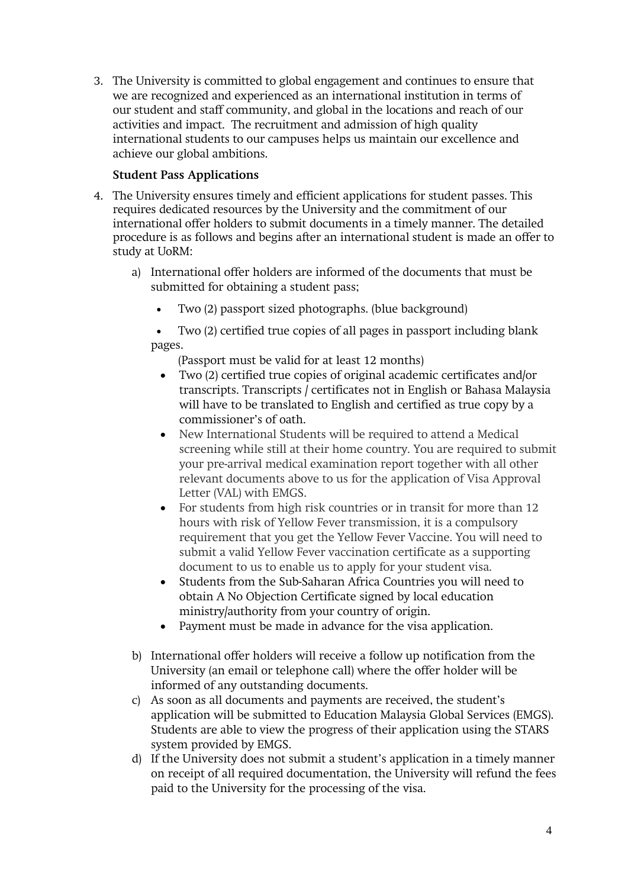3. The University is committed to global engagement and continues to ensure that we are recognized and experienced as an international institution in terms of our student and staff community, and global in the locations and reach of our activities and impact. The recruitment and admission of high quality international students to our campuses helps us maintain our excellence and achieve our global ambitions.

**Student Pass Applications**

4. The University ensures timely and efficient applications for student passes. This requires dedicated resources by the University and the commitment of our international offer holders to submit documents in a timely manner. The detailed procedure is as follows and begins after an international student is made an offer to study at UoRM:

   a) International offer holders are informed of the documents that must be submitted for obtaining a student pass;

      - Two (2) passport sized photographs. (blue background)
      - Two (2) certified true copies of all pages in passport including blank pages.
        (Passport must be valid for at least 12 months)
      - Two (2) certified true copies of original academic certificates and/or transcripts. Transcripts / certificates not in English or Bahasa Malaysia will have to be translated to English and certified as true copy by a commissioner's of oath.
      - New International Students will be required to attend a Medical screening while still at their home country. You are required to submit your pre-arrival medical examination report together with all other relevant documents above to us for the application of Visa Approval Letter (VAL) with EMGS.
      - For students from high risk countries or in transit for more than 12 hours with risk of Yellow Fever transmission, it is a compulsory requirement that you get the Yellow Fever Vaccine. You will need to submit a valid Yellow Fever vaccination certificate as a supporting document to us to enable us to apply for your student visa.
      - Students from the Sub-Saharan Africa Countries you will need to obtain A No Objection Certificate signed by local education ministry/authority from your country of origin.
      - Payment must be made in advance for the visa application.

   b) International offer holders will receive a follow up notification from the University (an email or telephone call) where the offer holder will be informed of any outstanding documents.

   c) As soon as all documents and payments are received, the student's application will be submitted to Education Malaysia Global Services (EMGS). Students are able to view the progress of their application using the STARS system provided by EMGS.

   d) If the University does not submit a student's application in a timely manner on receipt of all required documentation, the University will refund the fees paid to the University for the processing of the visa.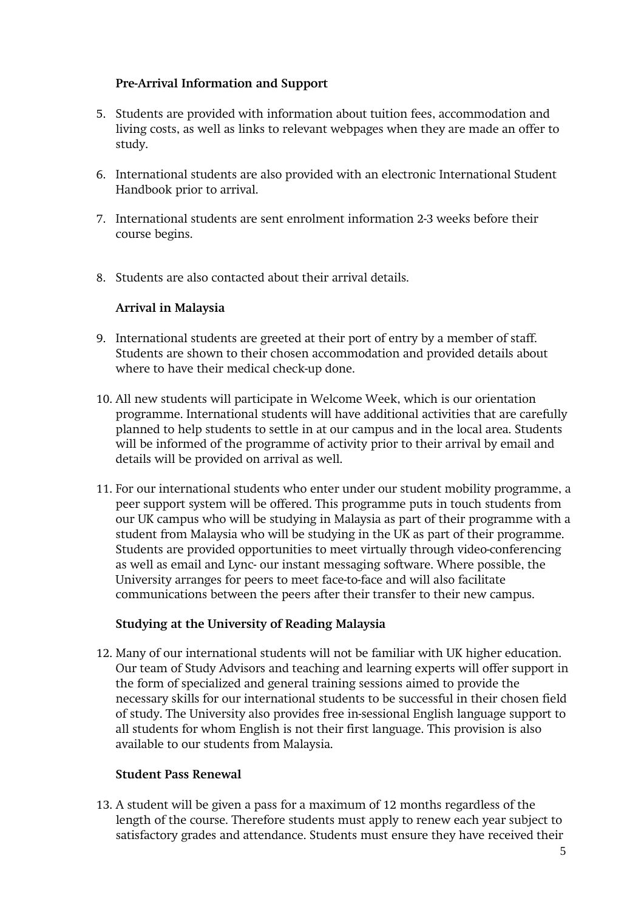### Pre-Arrival Information and Support

5. Students are provided with information about tuition fees, accommodation and living costs, as well as links to relevant webpages when they are made an offer to study.

6. International students are also provided with an electronic International Student Handbook prior to arrival.

7. International students are sent enrolment information 2-3 weeks before their course begins.

8. Students are also contacted about their arrival details.

### Arrival in Malaysia

9. International students are greeted at their port of entry by a member of staff. Students are shown to their chosen accommodation and provided details about where to have their medical check-up done.

10. All new students will participate in Welcome Week, which is our orientation programme. International students will have additional activities that are carefully planned to help students to settle in at our campus and in the local area. Students will be informed of the programme of activity prior to their arrival by email and details will be provided on arrival as well.

11. For our international students who enter under our student mobility programme, a peer support system will be offered. This programme puts in touch students from our UK campus who will be studying in Malaysia as part of their programme with a student from Malaysia who will be studying in the UK as part of their programme. Students are provided opportunities to meet virtually through video-conferencing as well as email and Lync- our instant messaging software. Where possible, the University arranges for peers to meet face-to-face and will also facilitate communications between the peers after their transfer to their new campus.

### Studying at the University of Reading Malaysia

12. Many of our international students will not be familiar with UK higher education. Our team of Study Advisors and teaching and learning experts will offer support in the form of specialized and general training sessions aimed to provide the necessary skills for our international students to be successful in their chosen field of study. The University also provides free in-sessional English language support to all students for whom English is not their first language. This provision is also available to our students from Malaysia.

### Student Pass Renewal

13. A student will be given a pass for a maximum of 12 months regardless of the length of the course. Therefore students must apply to renew each year subject to satisfactory grades and attendance. Students must ensure they have received their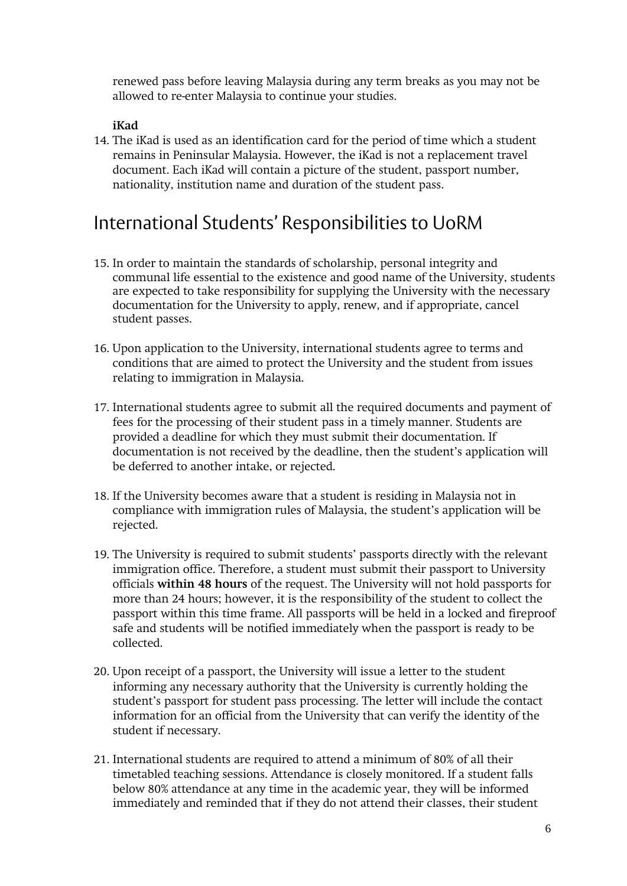renewed pass before leaving Malaysia during any term breaks as you may not be allowed to re-enter Malaysia to continue your studies.

**iKad**

14. The iKad is used as an identification card for the period of time which a student remains in Peninsular Malaysia. However, the iKad is not a replacement travel document. Each iKad will contain a picture of the student, passport number, nationality, institution name and duration of the student pass.

## International Students' Responsibilities to UoRM

15. In order to maintain the standards of scholarship, personal integrity and communal life essential to the existence and good name of the University, students are expected to take responsibility for supplying the University with the necessary documentation for the University to apply, renew, and if appropriate, cancel student passes.

16. Upon application to the University, international students agree to terms and conditions that are aimed to protect the University and the student from issues relating to immigration in Malaysia.

17. International students agree to submit all the required documents and payment of fees for the processing of their student pass in a timely manner. Students are provided a deadline for which they must submit their documentation. If documentation is not received by the deadline, then the student's application will be deferred to another intake, or rejected.

18. If the University becomes aware that a student is residing in Malaysia not in compliance with immigration rules of Malaysia, the student's application will be rejected.

19. The University is required to submit students' passports directly with the relevant immigration office. Therefore, a student must submit their passport to University officials **within 48 hours** of the request. The University will not hold passports for more than 24 hours; however, it is the responsibility of the student to collect the passport within this time frame. All passports will be held in a locked and fireproof safe and students will be notified immediately when the passport is ready to be collected.

20. Upon receipt of a passport, the University will issue a letter to the student informing any necessary authority that the University is currently holding the student's passport for student pass processing. The letter will include the contact information for an official from the University that can verify the identity of the student if necessary.

21. International students are required to attend a minimum of 80% of all their timetabled teaching sessions. Attendance is closely monitored. If a student falls below 80% attendance at any time in the academic year, they will be informed immediately and reminded that if they do not attend their classes, their student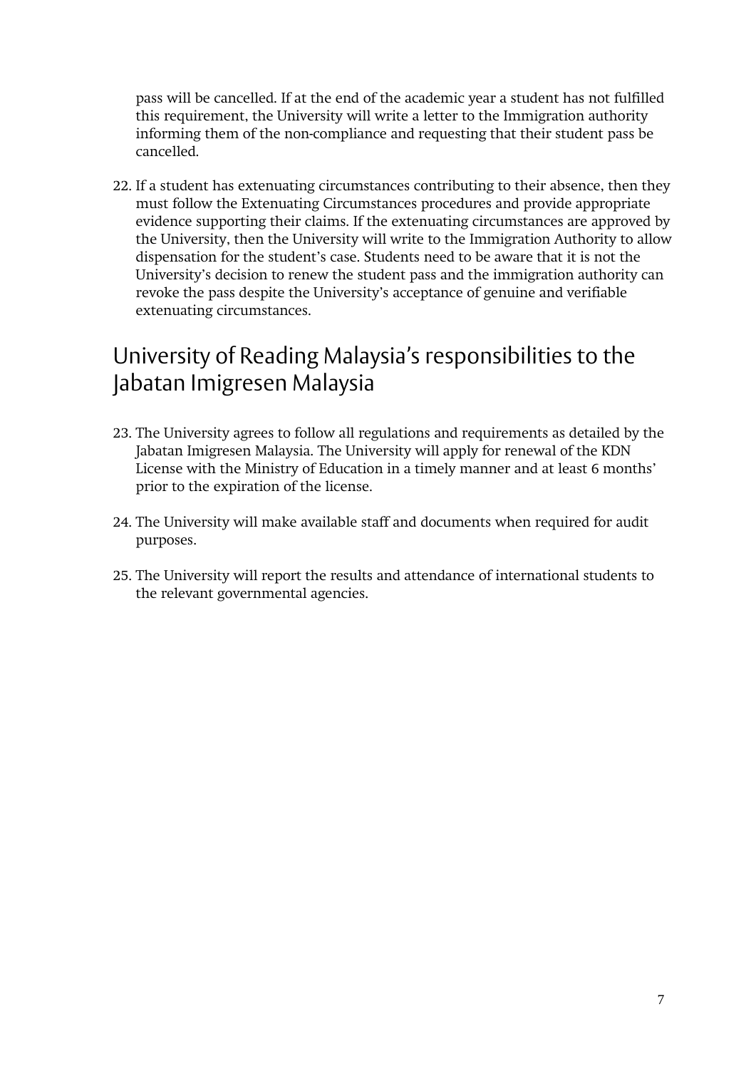pass will be cancelled. If at the end of the academic year a student has not fulfilled this requirement, the University will write a letter to the Immigration authority informing them of the non-compliance and requesting that their student pass be cancelled.

22. If a student has extenuating circumstances contributing to their absence, then they must follow the Extenuating Circumstances procedures and provide appropriate evidence supporting their claims. If the extenuating circumstances are approved by the University, then the University will write to the Immigration Authority to allow dispensation for the student's case. Students need to be aware that it is not the University's decision to renew the student pass and the immigration authority can revoke the pass despite the University's acceptance of genuine and verifiable extenuating circumstances.

## University of Reading Malaysia's responsibilities to the Jabatan Imigresen Malaysia

23. The University agrees to follow all regulations and requirements as detailed by the Jabatan Imigresen Malaysia. The University will apply for renewal of the KDN License with the Ministry of Education in a timely manner and at least 6 months' prior to the expiration of the license.

24. The University will make available staff and documents when required for audit purposes.

25. The University will report the results and attendance of international students to the relevant governmental agencies.